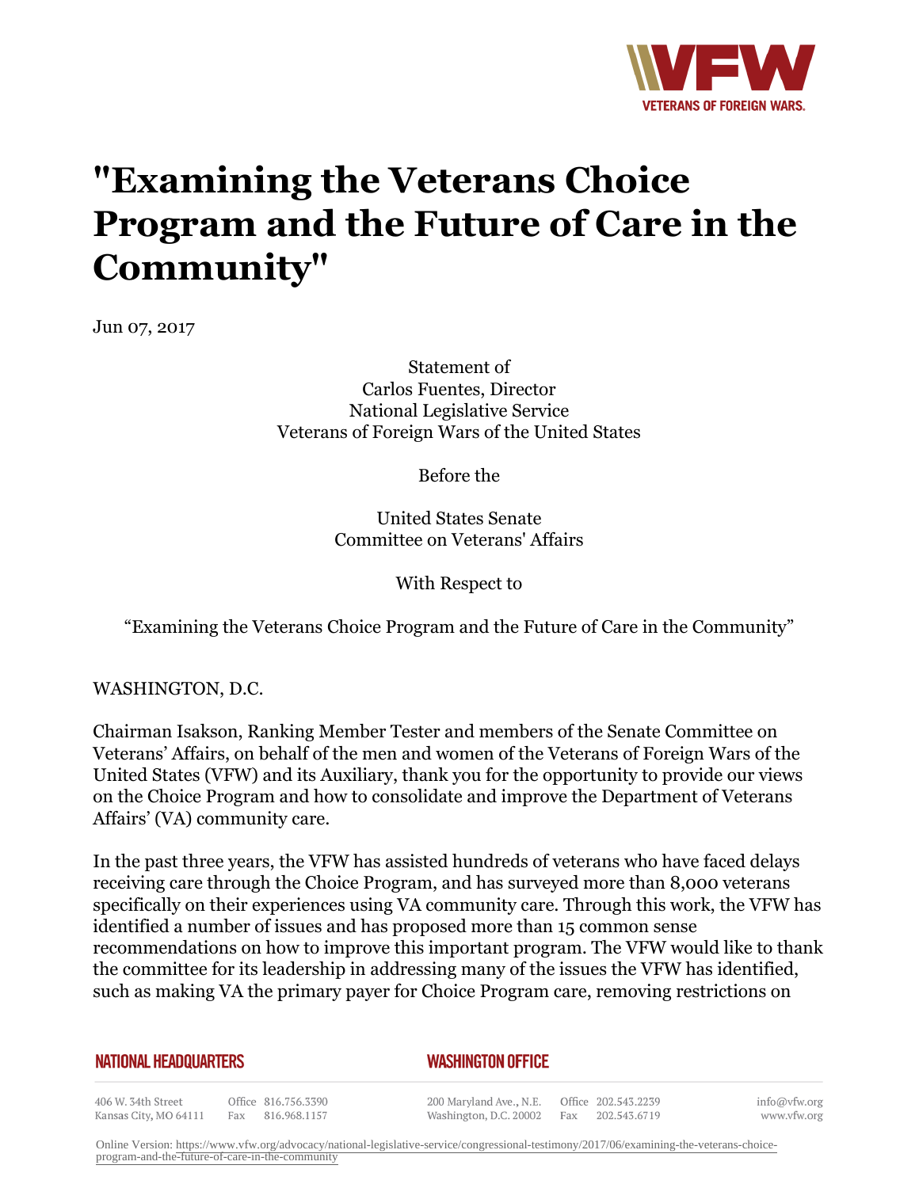# "Examining the Veterans Choice Program and the Future of Care in the Community"

Jun 07, 2017

Statement of
Carlos Fuentes, Director
National Legislative Service
Veterans of Foreign Wars of the United States

Before the

United States Senate
Committee on Veterans' Affairs

With Respect to

"Examining the Veterans Choice Program and the Future of Care in the Community"

WASHINGTON, D.C.

Chairman Isakson, Ranking Member Tester and members of the Senate Committee on Veterans' Affairs, on behalf of the men and women of the Veterans of Foreign Wars of the United States (VFW) and its Auxiliary, thank you for the opportunity to provide our views on the Choice Program and how to consolidate and improve the Department of Veterans Affairs' (VA) community care.

In the past three years, the VFW has assisted hundreds of veterans who have faced delays receiving care through the Choice Program, and has surveyed more than 8,000 veterans specifically on their experiences using VA community care. Through this work, the VFW has identified a number of issues and has proposed more than 15 common sense recommendations on how to improve this important program. The VFW would like to thank the committee for its leadership in addressing many of the issues the VFW has identified, such as making VA the primary payer for Choice Program care, removing restrictions on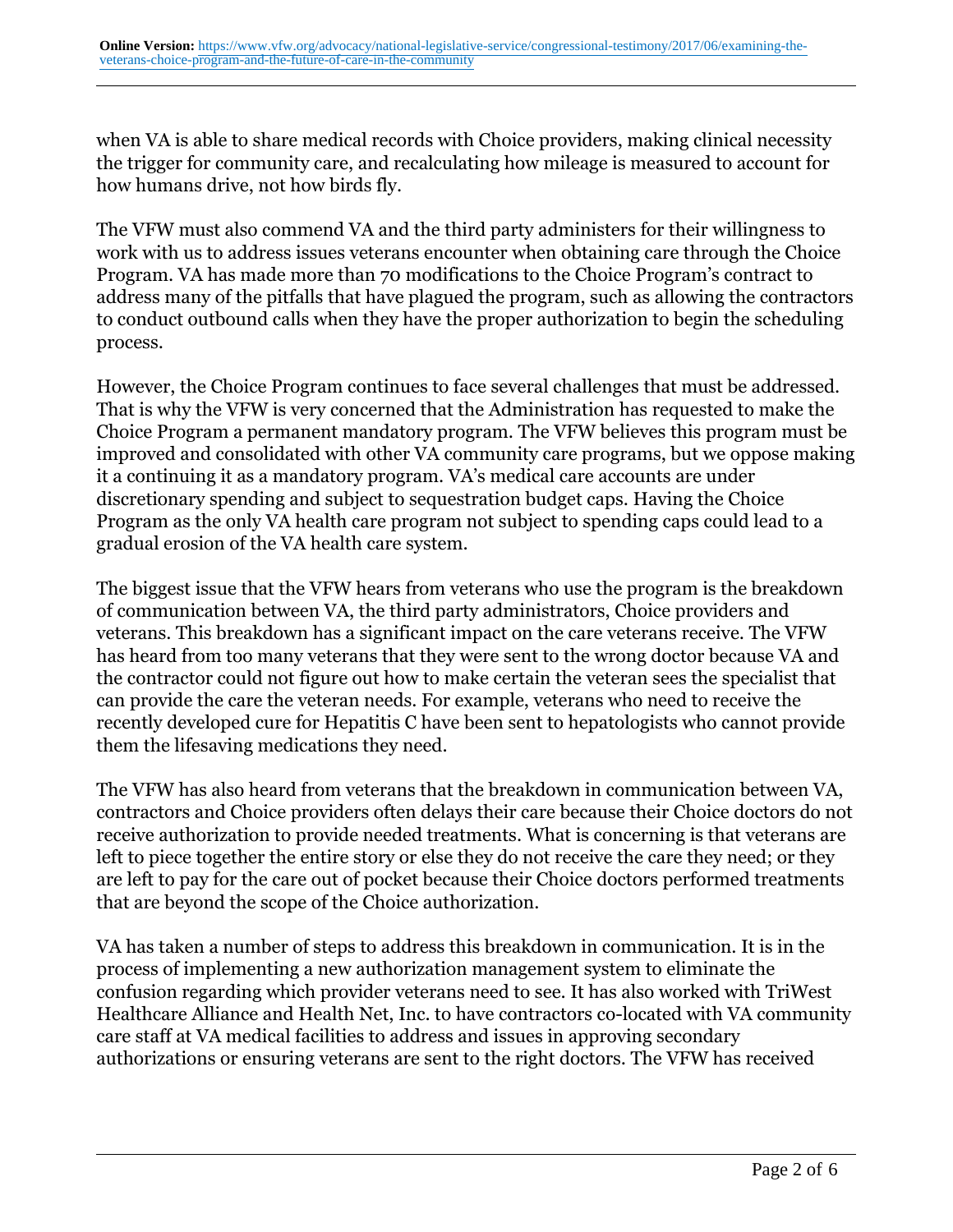when VA is able to share medical records with Choice providers, making clinical necessity the trigger for community care, and recalculating how mileage is measured to account for how humans drive, not how birds fly.

The VFW must also commend VA and the third party administers for their willingness to work with us to address issues veterans encounter when obtaining care through the Choice Program. VA has made more than 70 modifications to the Choice Program's contract to address many of the pitfalls that have plagued the program, such as allowing the contractors to conduct outbound calls when they have the proper authorization to begin the scheduling process.

However, the Choice Program continues to face several challenges that must be addressed. That is why the VFW is very concerned that the Administration has requested to make the Choice Program a permanent mandatory program. The VFW believes this program must be improved and consolidated with other VA community care programs, but we oppose making it a continuing it as a mandatory program. VA's medical care accounts are under discretionary spending and subject to sequestration budget caps. Having the Choice Program as the only VA health care program not subject to spending caps could lead to a gradual erosion of the VA health care system.

The biggest issue that the VFW hears from veterans who use the program is the breakdown of communication between VA, the third party administrators, Choice providers and veterans. This breakdown has a significant impact on the care veterans receive. The VFW has heard from too many veterans that they were sent to the wrong doctor because VA and the contractor could not figure out how to make certain the veteran sees the specialist that can provide the care the veteran needs. For example, veterans who need to receive the recently developed cure for Hepatitis C have been sent to hepatologists who cannot provide them the lifesaving medications they need.

The VFW has also heard from veterans that the breakdown in communication between VA, contractors and Choice providers often delays their care because their Choice doctors do not receive authorization to provide needed treatments. What is concerning is that veterans are left to piece together the entire story or else they do not receive the care they need; or they are left to pay for the care out of pocket because their Choice doctors performed treatments that are beyond the scope of the Choice authorization.

VA has taken a number of steps to address this breakdown in communication. It is in the process of implementing a new authorization management system to eliminate the confusion regarding which provider veterans need to see. It has also worked with TriWest Healthcare Alliance and Health Net, Inc. to have contractors co-located with VA community care staff at VA medical facilities to address and issues in approving secondary authorizations or ensuring veterans are sent to the right doctors. The VFW has received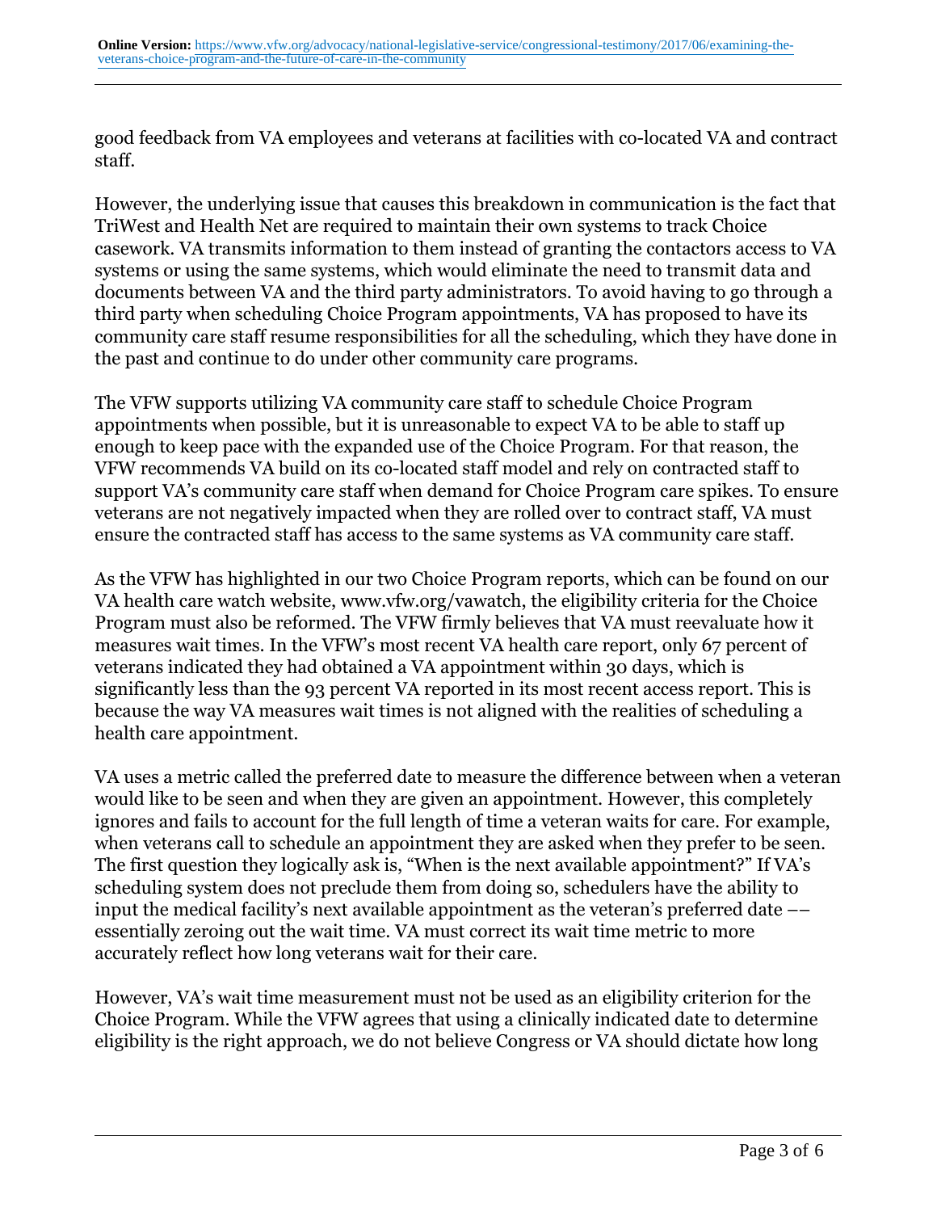good feedback from VA employees and veterans at facilities with co-located VA and contract staff.

However, the underlying issue that causes this breakdown in communication is the fact that TriWest and Health Net are required to maintain their own systems to track Choice casework. VA transmits information to them instead of granting the contactors access to VA systems or using the same systems, which would eliminate the need to transmit data and documents between VA and the third party administrators. To avoid having to go through a third party when scheduling Choice Program appointments, VA has proposed to have its community care staff resume responsibilities for all the scheduling, which they have done in the past and continue to do under other community care programs.

The VFW supports utilizing VA community care staff to schedule Choice Program appointments when possible, but it is unreasonable to expect VA to be able to staff up enough to keep pace with the expanded use of the Choice Program. For that reason, the VFW recommends VA build on its co-located staff model and rely on contracted staff to support VA's community care staff when demand for Choice Program care spikes. To ensure veterans are not negatively impacted when they are rolled over to contract staff, VA must ensure the contracted staff has access to the same systems as VA community care staff.

As the VFW has highlighted in our two Choice Program reports, which can be found on our VA health care watch website, www.vfw.org/vawatch, the eligibility criteria for the Choice Program must also be reformed. The VFW firmly believes that VA must reevaluate how it measures wait times. In the VFW's most recent VA health care report, only 67 percent of veterans indicated they had obtained a VA appointment within 30 days, which is significantly less than the 93 percent VA reported in its most recent access report. This is because the way VA measures wait times is not aligned with the realities of scheduling a health care appointment.

VA uses a metric called the preferred date to measure the difference between when a veteran would like to be seen and when they are given an appointment. However, this completely ignores and fails to account for the full length of time a veteran waits for care. For example, when veterans call to schedule an appointment they are asked when they prefer to be seen. The first question they logically ask is, "When is the next available appointment?" If VA's scheduling system does not preclude them from doing so, schedulers have the ability to input the medical facility's next available appointment as the veteran's preferred date –– essentially zeroing out the wait time. VA must correct its wait time metric to more accurately reflect how long veterans wait for their care.

However, VA's wait time measurement must not be used as an eligibility criterion for the Choice Program. While the VFW agrees that using a clinically indicated date to determine eligibility is the right approach, we do not believe Congress or VA should dictate how long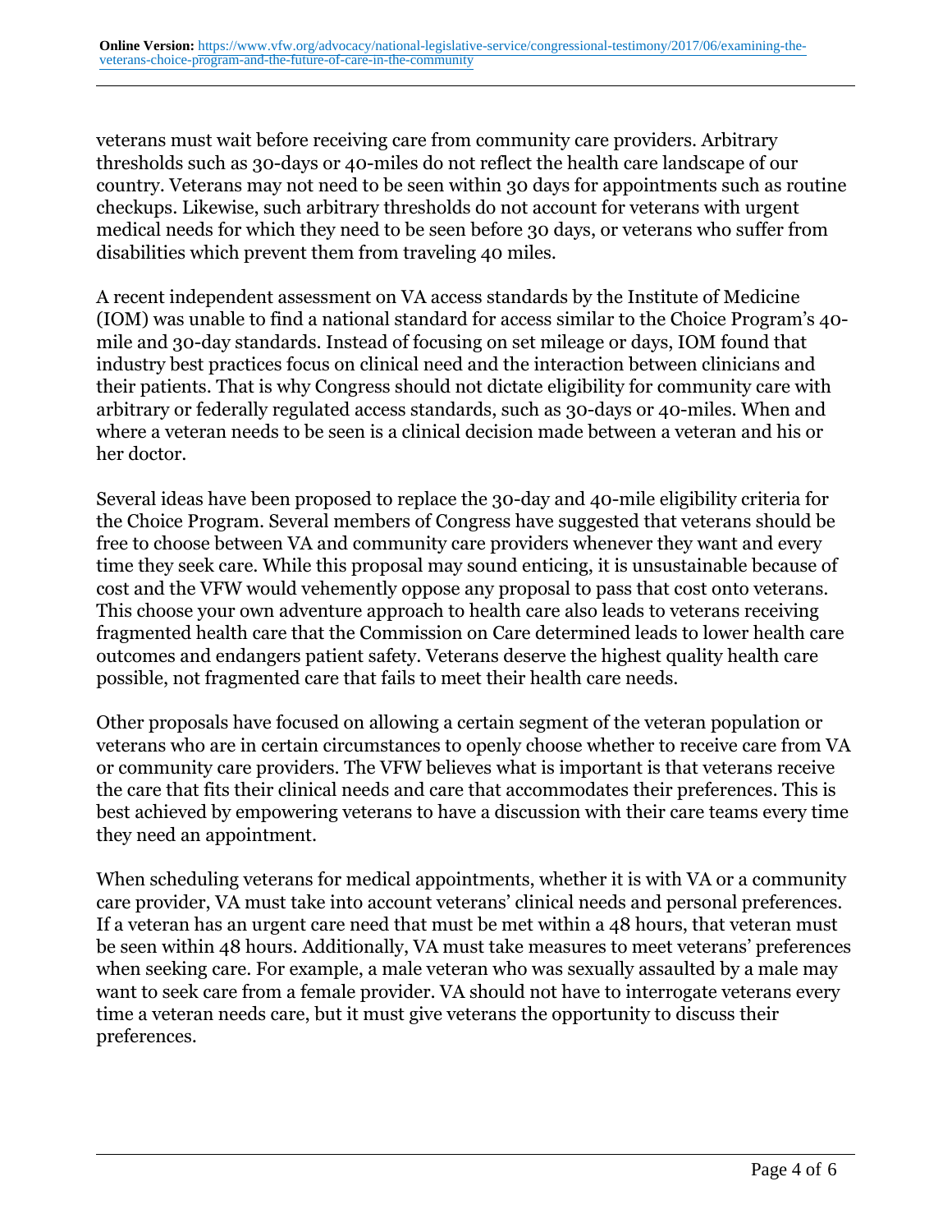veterans must wait before receiving care from community care providers. Arbitrary thresholds such as 30-days or 40-miles do not reflect the health care landscape of our country. Veterans may not need to be seen within 30 days for appointments such as routine checkups. Likewise, such arbitrary thresholds do not account for veterans with urgent medical needs for which they need to be seen before 30 days, or veterans who suffer from disabilities which prevent them from traveling 40 miles.

A recent independent assessment on VA access standards by the Institute of Medicine (IOM) was unable to find a national standard for access similar to the Choice Program's 40-mile and 30-day standards. Instead of focusing on set mileage or days, IOM found that industry best practices focus on clinical need and the interaction between clinicians and their patients. That is why Congress should not dictate eligibility for community care with arbitrary or federally regulated access standards, such as 30-days or 40-miles. When and where a veteran needs to be seen is a clinical decision made between a veteran and his or her doctor.

Several ideas have been proposed to replace the 30-day and 40-mile eligibility criteria for the Choice Program. Several members of Congress have suggested that veterans should be free to choose between VA and community care providers whenever they want and every time they seek care. While this proposal may sound enticing, it is unsustainable because of cost and the VFW would vehemently oppose any proposal to pass that cost onto veterans. This choose your own adventure approach to health care also leads to veterans receiving fragmented health care that the Commission on Care determined leads to lower health care outcomes and endangers patient safety. Veterans deserve the highest quality health care possible, not fragmented care that fails to meet their health care needs.

Other proposals have focused on allowing a certain segment of the veteran population or veterans who are in certain circumstances to openly choose whether to receive care from VA or community care providers. The VFW believes what is important is that veterans receive the care that fits their clinical needs and care that accommodates their preferences. This is best achieved by empowering veterans to have a discussion with their care teams every time they need an appointment.

When scheduling veterans for medical appointments, whether it is with VA or a community care provider, VA must take into account veterans' clinical needs and personal preferences. If a veteran has an urgent care need that must be met within a 48 hours, that veteran must be seen within 48 hours. Additionally, VA must take measures to meet veterans' preferences when seeking care. For example, a male veteran who was sexually assaulted by a male may want to seek care from a female provider. VA should not have to interrogate veterans every time a veteran needs care, but it must give veterans the opportunity to discuss their preferences.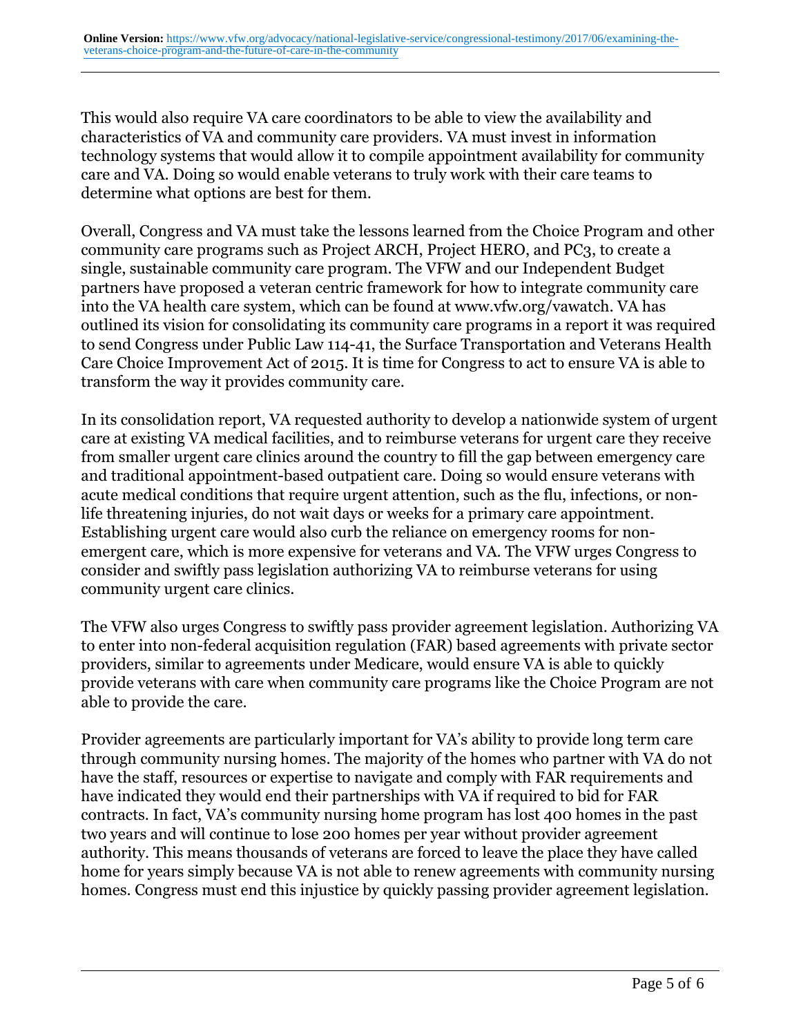This would also require VA care coordinators to be able to view the availability and characteristics of VA and community care providers. VA must invest in information technology systems that would allow it to compile appointment availability for community care and VA. Doing so would enable veterans to truly work with their care teams to determine what options are best for them.

Overall, Congress and VA must take the lessons learned from the Choice Program and other community care programs such as Project ARCH, Project HERO, and PC3, to create a single, sustainable community care program. The VFW and our Independent Budget partners have proposed a veteran centric framework for how to integrate community care into the VA health care system, which can be found at www.vfw.org/vawatch. VA has outlined its vision for consolidating its community care programs in a report it was required to send Congress under Public Law 114-41, the Surface Transportation and Veterans Health Care Choice Improvement Act of 2015. It is time for Congress to act to ensure VA is able to transform the way it provides community care.

In its consolidation report, VA requested authority to develop a nationwide system of urgent care at existing VA medical facilities, and to reimburse veterans for urgent care they receive from smaller urgent care clinics around the country to fill the gap between emergency care and traditional appointment-based outpatient care. Doing so would ensure veterans with acute medical conditions that require urgent attention, such as the flu, infections, or non-life threatening injuries, do not wait days or weeks for a primary care appointment. Establishing urgent care would also curb the reliance on emergency rooms for non-emergent care, which is more expensive for veterans and VA. The VFW urges Congress to consider and swiftly pass legislation authorizing VA to reimburse veterans for using community urgent care clinics.

The VFW also urges Congress to swiftly pass provider agreement legislation. Authorizing VA to enter into non-federal acquisition regulation (FAR) based agreements with private sector providers, similar to agreements under Medicare, would ensure VA is able to quickly provide veterans with care when community care programs like the Choice Program are not able to provide the care.

Provider agreements are particularly important for VA's ability to provide long term care through community nursing homes. The majority of the homes who partner with VA do not have the staff, resources or expertise to navigate and comply with FAR requirements and have indicated they would end their partnerships with VA if required to bid for FAR contracts. In fact, VA's community nursing home program has lost 400 homes in the past two years and will continue to lose 200 homes per year without provider agreement authority. This means thousands of veterans are forced to leave the place they have called home for years simply because VA is not able to renew agreements with community nursing homes. Congress must end this injustice by quickly passing provider agreement legislation.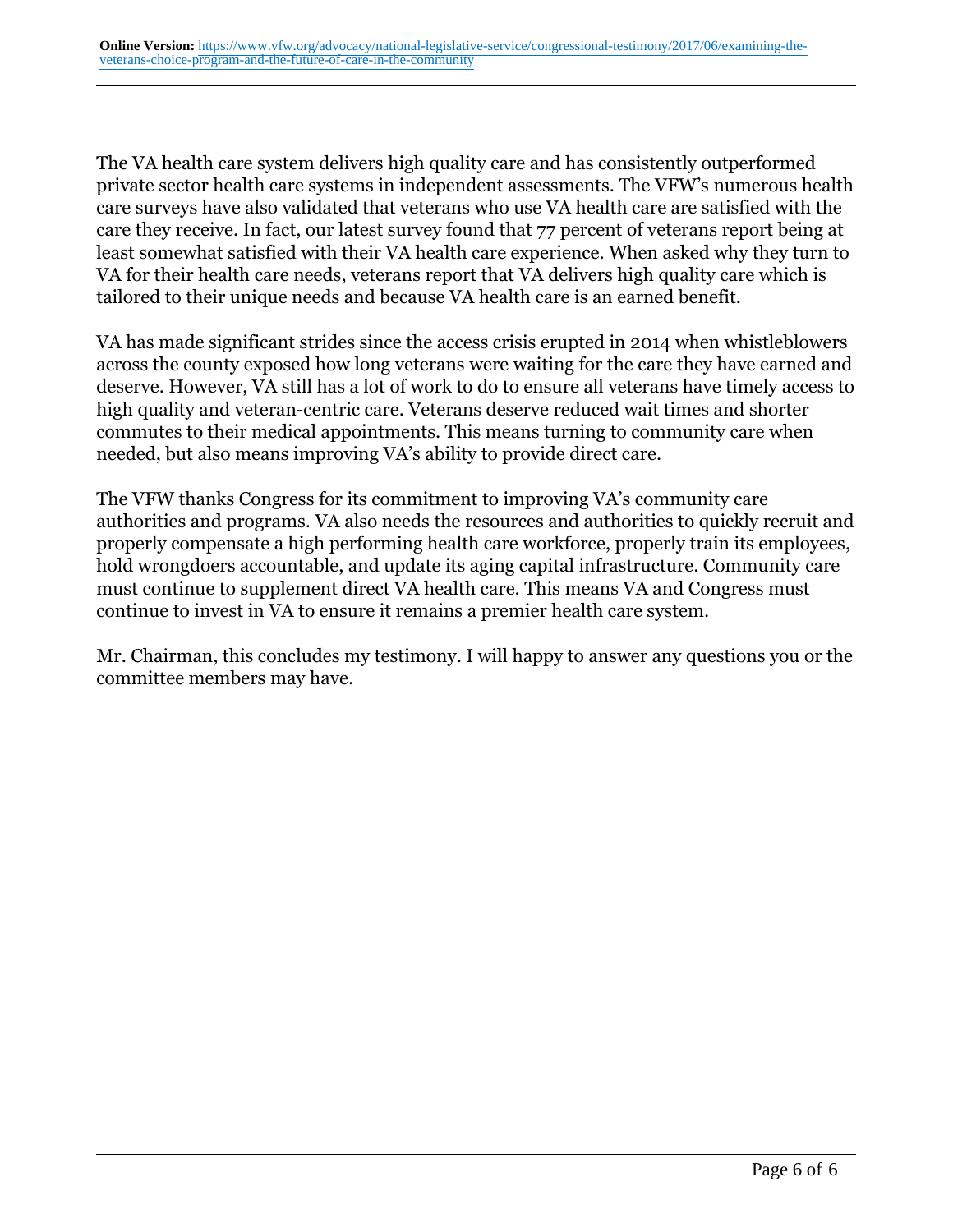The VA health care system delivers high quality care and has consistently outperformed private sector health care systems in independent assessments. The VFW's numerous health care surveys have also validated that veterans who use VA health care are satisfied with the care they receive. In fact, our latest survey found that 77 percent of veterans report being at least somewhat satisfied with their VA health care experience. When asked why they turn to VA for their health care needs, veterans report that VA delivers high quality care which is tailored to their unique needs and because VA health care is an earned benefit.

VA has made significant strides since the access crisis erupted in 2014 when whistleblowers across the county exposed how long veterans were waiting for the care they have earned and deserve. However, VA still has a lot of work to do to ensure all veterans have timely access to high quality and veteran-centric care. Veterans deserve reduced wait times and shorter commutes to their medical appointments. This means turning to community care when needed, but also means improving VA's ability to provide direct care.

The VFW thanks Congress for its commitment to improving VA's community care authorities and programs. VA also needs the resources and authorities to quickly recruit and properly compensate a high performing health care workforce, properly train its employees, hold wrongdoers accountable, and update its aging capital infrastructure. Community care must continue to supplement direct VA health care. This means VA and Congress must continue to invest in VA to ensure it remains a premier health care system.

Mr. Chairman, this concludes my testimony. I will happy to answer any questions you or the committee members may have.